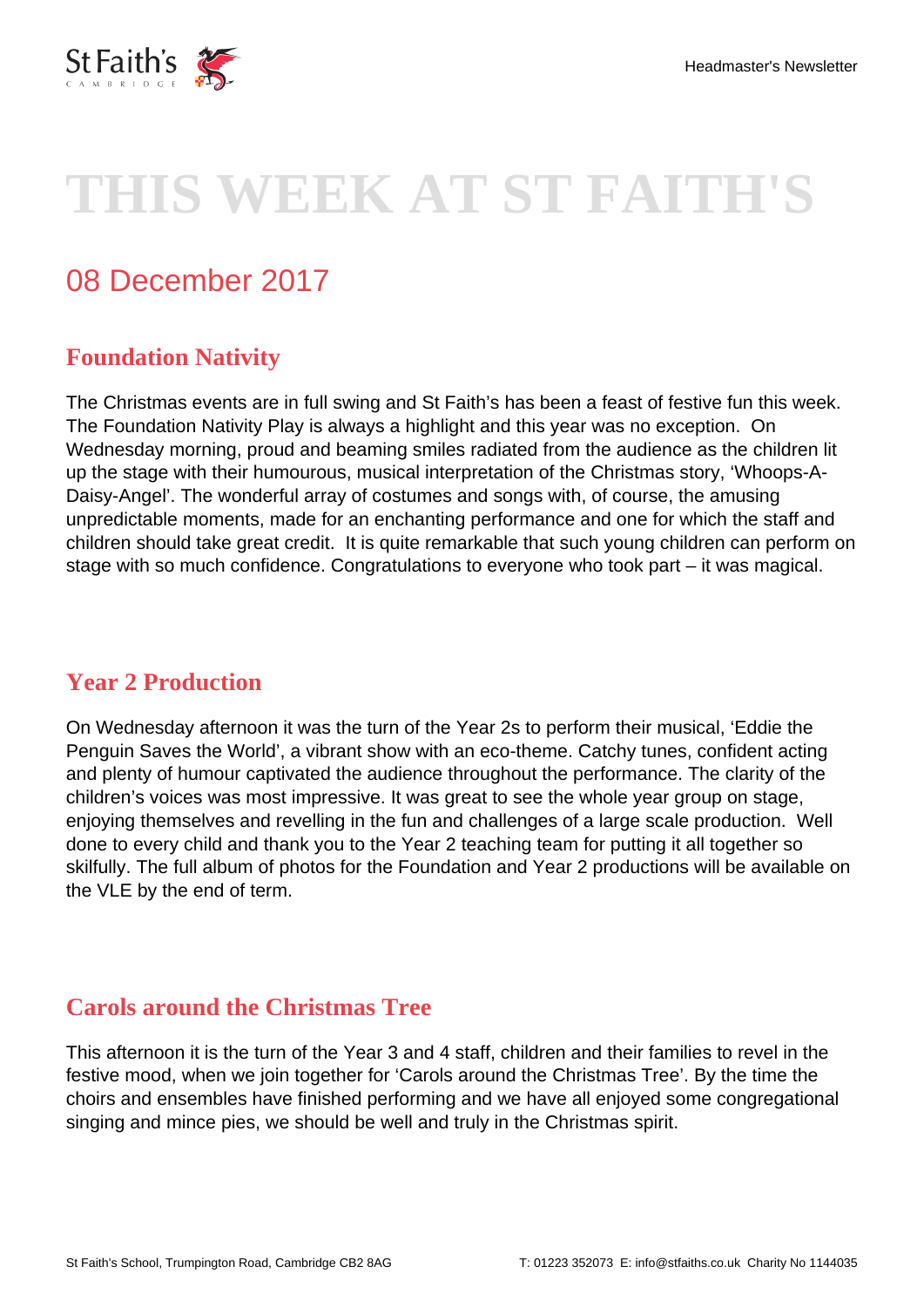# THIS WEEK AT ST FAITH'S

## 08 December 2017

### Foundation Nativity

The Christmas events are in full swing and St Faith's has been a feast of festive fun this week. The Foundation Nativity Play is always a highlight and this year was no exception. On Wednesday morning, proud and beaming smiles radiated from the audience as the children lit up the stage with their humourous, musical interpretation of the Christmas story, 'Whoops-A-Daisy-Angel'. The wonderful array of costumes and songs with, of course, the amusing unpredictable moments, made for an enchanting performance and one for which the staff and children should take great credit. It is quite remarkable that such young children can perform on stage with so much confidence. Congratulations to everyone who took part – it was magical.

### Year 2 Production

On Wednesday afternoon it was the turn of the Year 2s to perform their musical, 'Eddie the Penguin Saves the World', a vibrant show with an eco-theme. Catchy tunes, confident acting and plenty of humour captivated the audience throughout the performance. The clarity of the children's voices was most impressive. It was great to see the whole year group on stage, enjoying themselves and revelling in the fun and challenges of a large scale production. Well done to every child and thank you to the Year 2 teaching team for putting it all together so skilfully. The full album of photos for the Foundation and Year 2 productions will be available on the VLE by the end of term.

### Carols around the Christmas Tree

This afternoon it is the turn of the Year 3 and 4 staff, children and their families to revel in the festive mood, when we join together for 'Carols around the Christmas Tree'. By the time the choirs and ensembles have finished performing and we have all enjoyed some congregational singing and mince pies, we should be well and truly in the Christmas spirit.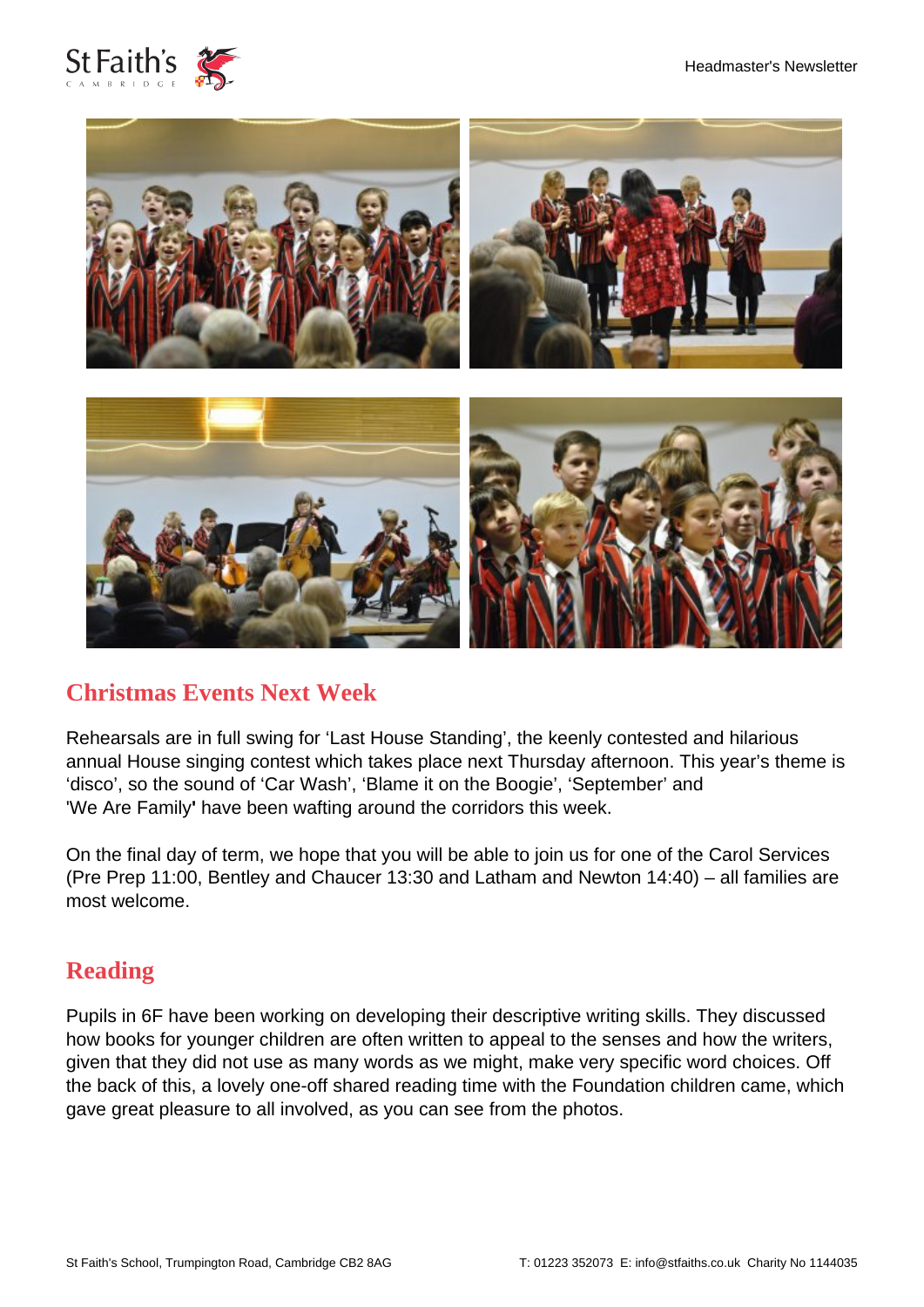## Christmas Events Next Week

Rehearsals are in full swing for 'Last House Standing', the keenly contested and hilarious annual House singing contest which takes place next Thursday afternoon. This year's theme is 'disco', so the sound of 'Car Wash', 'Blame it on the Boogie', 'September' and 'We Are Family' have been wafting around the corridors this week.

On the final day of term, we hope that you will be able to join us for one of the Carol Services (Pre Prep 11:00, Bentley and Chaucer 13:30 and Latham and Newton 14:40) – all families are most welcome.

## Reading

Pupils in 6F have been working on developing their descriptive writing skills. They discussed how books for younger children are often written to appeal to the senses and how the writers, given that they did not use as many words as we might, make very specific word choices. Off the back of this, a lovely one-off shared reading time with the Foundation children came, which gave great pleasure to all involved, as you can see from the photos.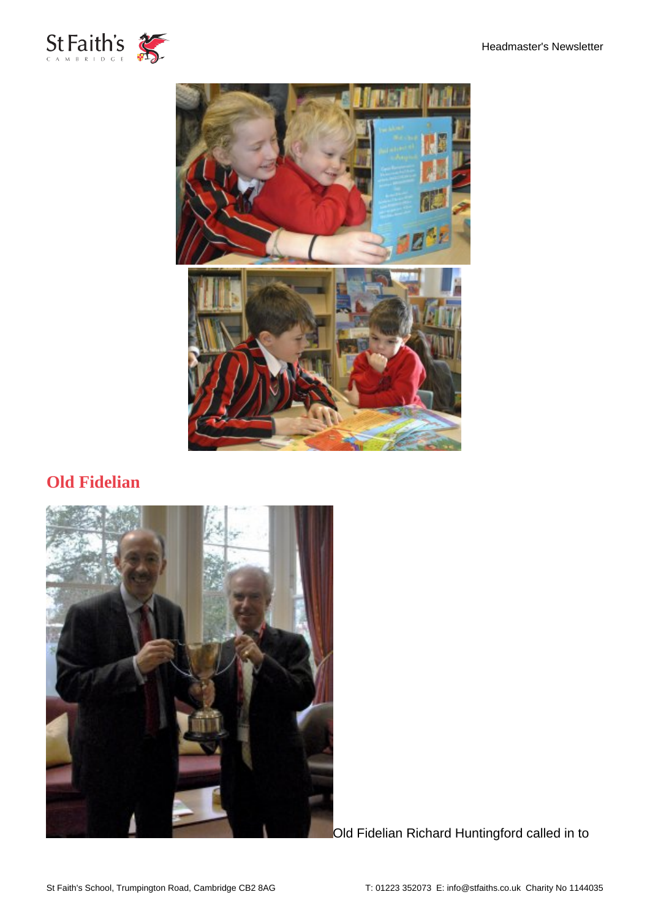## Old Fidelian

Old Fidelian Richard Huntingford called in to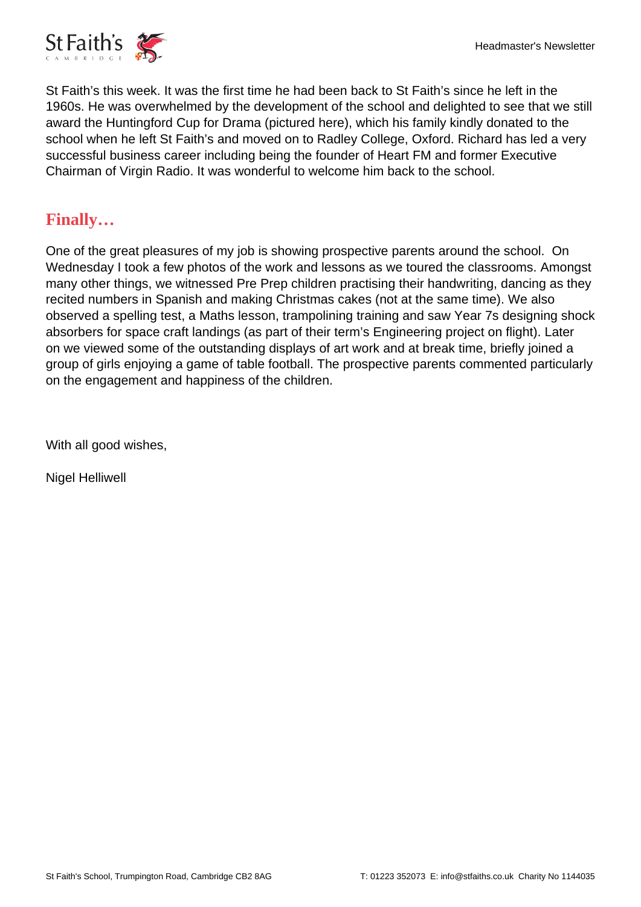St Faith's this week. It was the first time he had been back to St Faith's since he left in the 1960s. He was overwhelmed by the development of the school and delighted to see that we still award the Huntingford Cup for Drama (pictured here), which his family kindly donated to the school when he left St Faith's and moved on to Radley College, Oxford. Richard has led a very successful business career including being the founder of Heart FM and former Executive Chairman of Virgin Radio. It was wonderful to welcome him back to the school.

## Finally…

One of the great pleasures of my job is showing prospective parents around the school. On Wednesday I took a few photos of the work and lessons as we toured the classrooms. Amongst many other things, we witnessed Pre Prep children practising their handwriting, dancing as they recited numbers in Spanish and making Christmas cakes (not at the same time). We also observed a spelling test, a Maths lesson, trampolining training and saw Year 7s designing shock absorbers for space craft landings (as part of their term's Engineering project on flight). Later on we viewed some of the outstanding displays of art work and at break time, briefly joined a group of girls enjoying a game of table football. The prospective parents commented particularly on the engagement and happiness of the children.

With all good wishes,

Nigel Helliwell